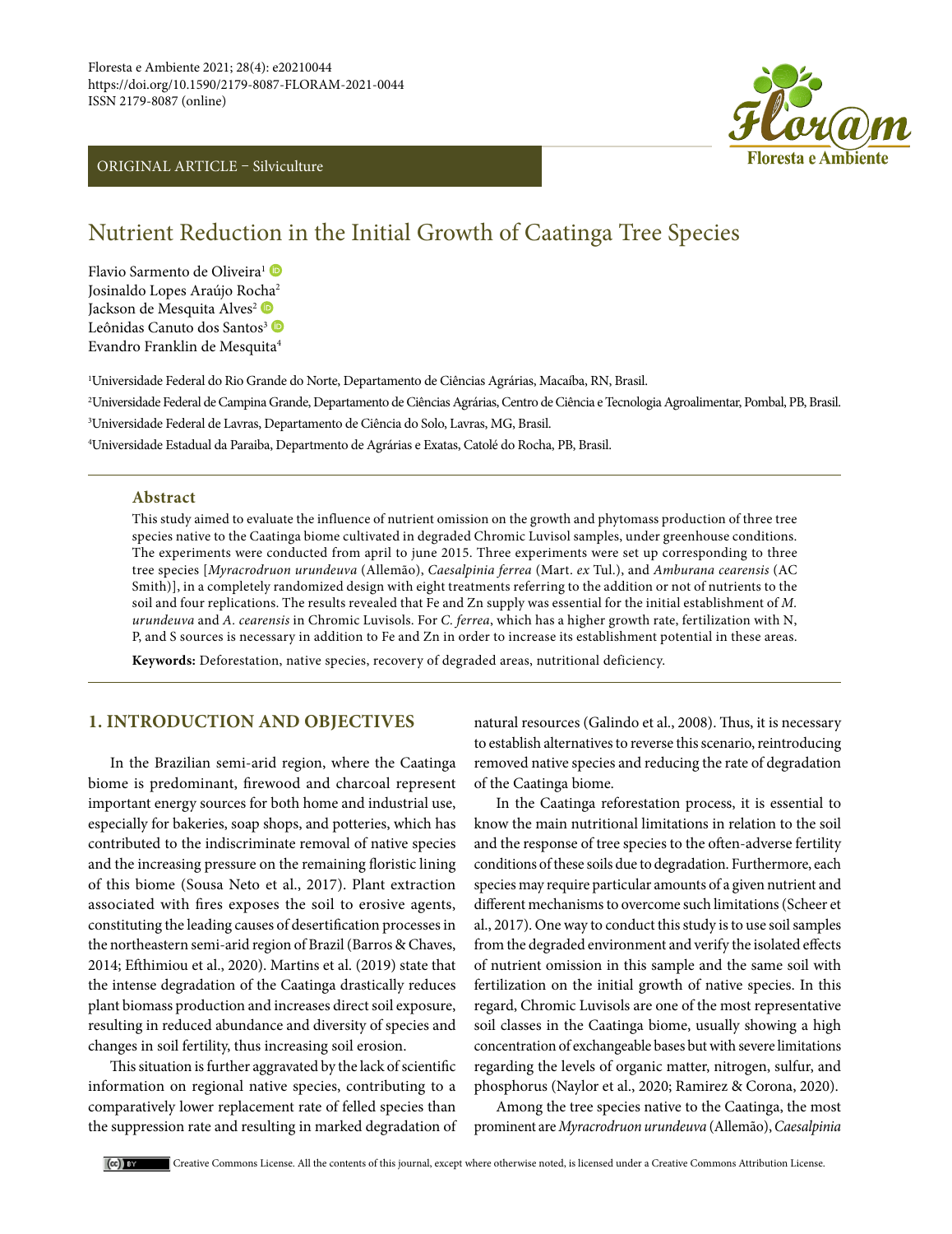ORIGINAL ARTICLE – Silviculture

# Nutrient Reduction in the Initial Growth of Caatinga Tree Species

Flavio Sarmento de Oliveira[1]
Josinaldo Lopes Araújo Rocha[2]
Jackson de Mesquita Alves[2]
Leônidas Canuto dos Santos[3]
Evandro Franklin de Mesquita[4]

[1]Universidade Federal do Rio Grande do Norte, Departamento de Ciências Agrárias, Macaíba, RN, Brasil.

[2]Universidade Federal de Campina Grande, Departamento de Ciências Agrárias, Centro de Ciência e Tecnologia Agroalimentar, Pombal, PB, Brasil.

[3]Universidade Federal de Lavras, Departamento de Ciência do Solo, Lavras, MG, Brasil.

[4]Universidade Estadual da Paraiba, Departmento de Agrárias e Exatas, Catolé do Rocha, PB, Brasil.

## Abstract

This study aimed to evaluate the influence of nutrient omission on the growth and phytomass production of three tree species native to the Caatinga biome cultivated in degraded Chromic Luvisol samples, under greenhouse conditions. The experiments were conducted from april to june 2015. Three experiments were set up corresponding to three tree species [*Myracrodruon urundeuva* (Allemão), *Caesalpinia ferrea* (Mart. *ex* Tul.), and *Amburana cearensis* (AC Smith)], in a completely randomized design with eight treatments referring to the addition or not of nutrients to the soil and four replications. The results revealed that Fe and Zn supply was essential for the initial establishment of *M. urundeuva* and *A. cearensis* in Chromic Luvisols. For *C. ferrea*, which has a higher growth rate, fertilization with N, P, and S sources is necessary in addition to Fe and Zn in order to increase its establishment potential in these areas.

**Keywords:** Deforestation, native species, recovery of degraded areas, nutritional deficiency.

## 1. INTRODUCTION AND OBJECTIVES

In the Brazilian semi-arid region, where the Caatinga biome is predominant, firewood and charcoal represent important energy sources for both home and industrial use, especially for bakeries, soap shops, and potteries, which has contributed to the indiscriminate removal of native species and the increasing pressure on the remaining floristic lining of this biome (Sousa Neto et al., 2017). Plant extraction associated with fires exposes the soil to erosive agents, constituting the leading causes of desertification processes in the northeastern semi-arid region of Brazil (Barros & Chaves, 2014; Efthimiou et al., 2020). Martins et al. (2019) state that the intense degradation of the Caatinga drastically reduces plant biomass production and increases direct soil exposure, resulting in reduced abundance and diversity of species and changes in soil fertility, thus increasing soil erosion.

This situation is further aggravated by the lack of scientific information on regional native species, contributing to a comparatively lower replacement rate of felled species than the suppression rate and resulting in marked degradation of natural resources (Galindo et al., 2008). Thus, it is necessary to establish alternatives to reverse this scenario, reintroducing removed native species and reducing the rate of degradation of the Caatinga biome.

In the Caatinga reforestation process, it is essential to know the main nutritional limitations in relation to the soil and the response of tree species to the often-adverse fertility conditions of these soils due to degradation. Furthermore, each species may require particular amounts of a given nutrient and different mechanisms to overcome such limitations (Scheer et al., 2017). One way to conduct this study is to use soil samples from the degraded environment and verify the isolated effects of nutrient omission in this sample and the same soil with fertilization on the initial growth of native species. In this regard, Chromic Luvisols are one of the most representative soil classes in the Caatinga biome, usually showing a high concentration of exchangeable bases but with severe limitations regarding the levels of organic matter, nitrogen, sulfur, and phosphorus (Naylor et al., 2020; Ramirez & Corona, 2020).

Among the tree species native to the Caatinga, the most prominent are *Myracrodruon urundeuva* (Allemão), *Caesalpinia*

Creative Commons License. All the contents of this journal, except where otherwise noted, is licensed under a Creative Commons Attribution License.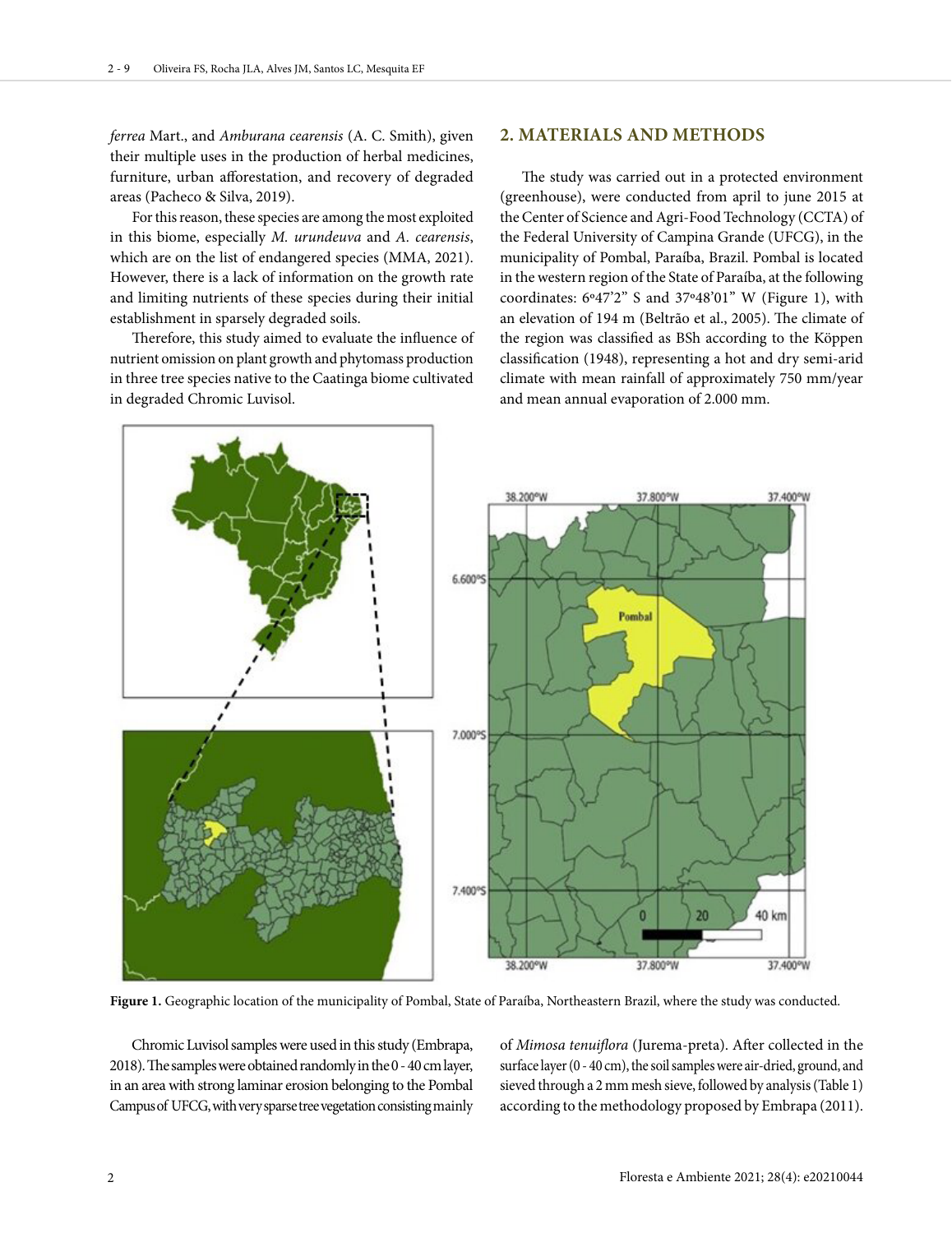*ferrea* Mart., and *Amburana cearensis* (A. C. Smith), given their multiple uses in the production of herbal medicines, furniture, urban afforestation, and recovery of degraded areas (Pacheco & Silva, 2019).

For this reason, these species are among the most exploited in this biome, especially *M. urundeuva* and *A. cearensis*, which are on the list of endangered species (MMA, 2021). However, there is a lack of information on the growth rate and limiting nutrients of these species during their initial establishment in sparsely degraded soils.

Therefore, this study aimed to evaluate the influence of nutrient omission on plant growth and phytomass production in three tree species native to the Caatinga biome cultivated in degraded Chromic Luvisol.

## 2. MATERIALS AND METHODS

The study was carried out in a protected environment (greenhouse), were conducted from april to june 2015 at the Center of Science and Agri-Food Technology (CCTA) of the Federal University of Campina Grande (UFCG), in the municipality of Pombal, Paraíba, Brazil. Pombal is located in the western region of the State of Paraíba, at the following coordinates: 6º47'2" S and 37º48'01" W (Figure 1), with an elevation of 194 m (Beltrão et al., 2005). The climate of the region was classified as BSh according to the Köppen classification (1948), representing a hot and dry semi-arid climate with mean rainfall of approximately 750 mm/year and mean annual evaporation of 2.000 mm.

**Figure 1.** Geographic location of the municipality of Pombal, State of Paraíba, Northeastern Brazil, where the study was conducted.

Chromic Luvisol samples were used in this study (Embrapa, 2018). The samples were obtained randomly in the 0 - 40 cm layer, in an area with strong laminar erosion belonging to the Pombal Campus of UFCG, with very sparse tree vegetation consisting mainly of *Mimosa tenuiflora* (Jurema-preta). After collected in the surface layer (0 - 40 cm), the soil samples were air-dried, ground, and sieved through a 2 mm mesh sieve, followed by analysis (Table 1) according to the methodology proposed by Embrapa (2011).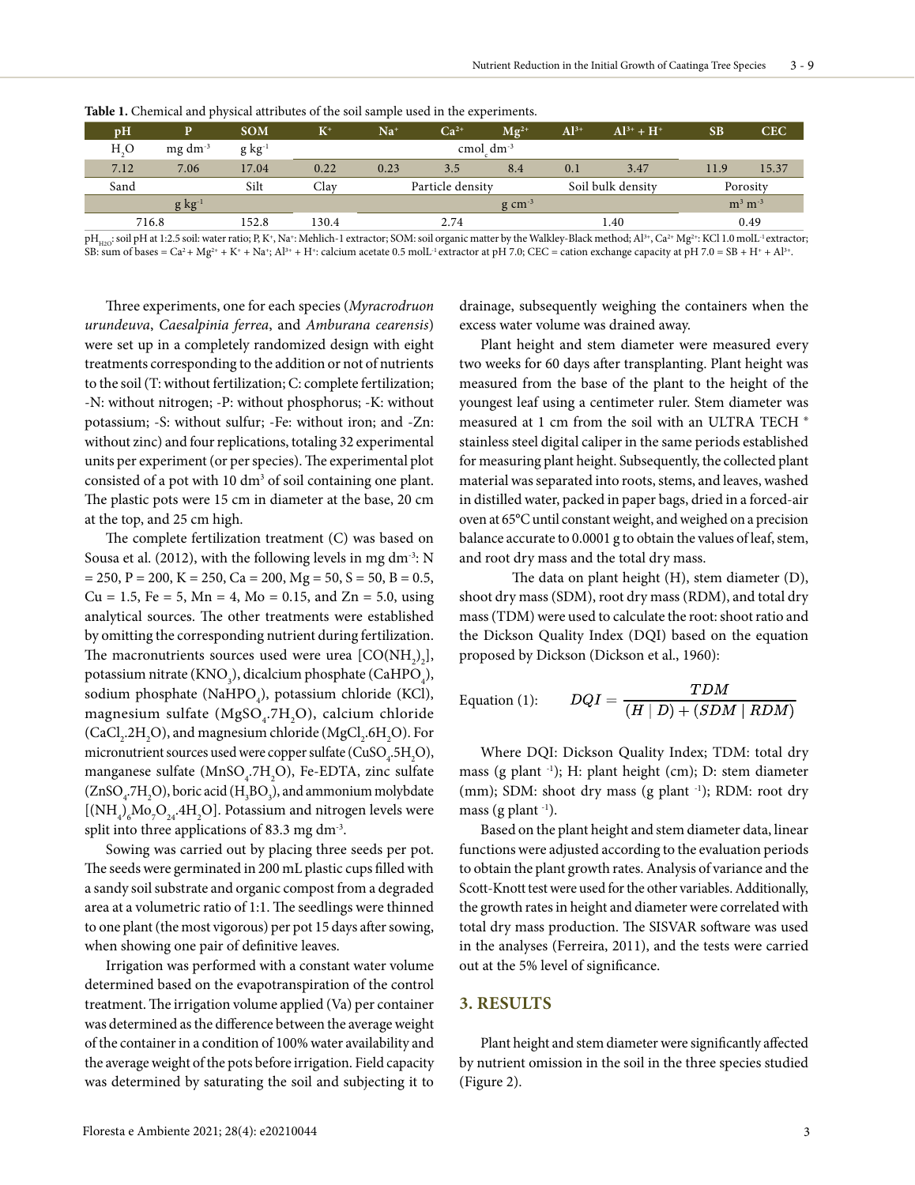**Table 1.** Chemical and physical attributes of the soil sample used in the experiments.

| pH | P | SOM | $K^+$ | $Na^+$ | $Ca^{2+}$ | $Mg^{2+}$ | $Al^{3+}$ | $Al^{3+} + H^+$ | SB | CEC |
|---|---|---|---|---|---|---|---|---|---|---|
| $H_2O$ | mg $dm^{-3}$ | g $kg^{-1}$ | $cmol_c\ dm^{-3}$ | | | | | | | |
| 7.12 | 7.06 | 17.04 | 0.22 | 0.23 | 3.5 | 8.4 | 0.1 | 3.47 | 11.9 | 15.37 |
| Sand | | Silt | Clay | Particle density | | | Soil bulk density | | Porosity | |
| g $kg^{-1}$ | | | | g $cm^{-3}$ | | | | | $m^3\ m^{-3}$ | |
| 716.8 | | 152.8 | 130.4 | 2.74 | | | 1.40 | | 0.49 | |

$pH_{H2O}$: soil pH at 1:2.5 soil: water ratio; P, $K^+$, $Na^+$: Mehlich-1 extractor; SOM: soil organic matter by the Walkley-Black method; $Al^{3+}$, $Ca^{2+}$ $Mg^{2+}$: KCl 1.0 mol$L^{-1}$ extractor; SB: sum of bases = $Ca^{2+} + Mg^{2+} + K^+ + Na^+$; $Al^{3+} + H^+$: calcium acetate 0.5 mol$L^{-1}$ extractor at pH 7.0; CEC = cation exchange capacity at pH 7.0 = SB + $H^+$ + $Al^{3+}$.

Three experiments, one for each species (*Myracrodruon urundeuva*, *Caesalpinia ferrea*, and *Amburana cearensis*) were set up in a completely randomized design with eight treatments corresponding to the addition or not of nutrients to the soil (T: without fertilization; C: complete fertilization; -N: without nitrogen; -P: without phosphorus; -K: without potassium; -S: without sulfur; -Fe: without iron; and -Zn: without zinc) and four replications, totaling 32 experimental units per experiment (or per species). The experimental plot consisted of a pot with 10 $dm^3$ of soil containing one plant. The plastic pots were 15 cm in diameter at the base, 20 cm at the top, and 25 cm high.

The complete fertilization treatment (C) was based on Sousa et al. (2012), with the following levels in mg $dm^{-3}$: N = 250, P = 200, K = 250, Ca = 200, Mg = 50, S = 50, B = 0.5, Cu = 1.5, Fe = 5, Mn = 4, Mo = 0.15, and Zn = 5.0, using analytical sources. The other treatments were established by omitting the corresponding nutrient during fertilization. The macronutrients sources used were urea [$CO(NH_2)_2$], potassium nitrate ($KNO_3$), dicalcium phosphate ($CaHPO_4$), sodium phosphate ($NaHPO_4$), potassium chloride (KCl), magnesium sulfate ($MgSO_4.7H_2O$), calcium chloride ($CaCl_2.2H_2O$), and magnesium chloride ($MgCl_2.6H_2O$). For micronutrient sources used were copper sulfate ($CuSO_4.5H_2O$), manganese sulfate ($MnSO_4.7H_2O$), Fe-EDTA, zinc sulfate ($ZnSO_4.7H_2O$), boric acid ($H_3BO_3$), and ammonium molybdate [$(NH_4)_6Mo_7O_{24}.4H_2O$]. Potassium and nitrogen levels were split into three applications of 83.3 mg $dm^{-3}$.

Sowing was carried out by placing three seeds per pot. The seeds were germinated in 200 mL plastic cups filled with a sandy soil substrate and organic compost from a degraded area at a volumetric ratio of 1:1. The seedlings were thinned to one plant (the most vigorous) per pot 15 days after sowing, when showing one pair of definitive leaves.

Irrigation was performed with a constant water volume determined based on the evapotranspiration of the control treatment. The irrigation volume applied (Va) per container was determined as the difference between the average weight of the container in a condition of 100% water availability and the average weight of the pots before irrigation. Field capacity was determined by saturating the soil and subjecting it to drainage, subsequently weighing the containers when the excess water volume was drained away.

Plant height and stem diameter were measured every two weeks for 60 days after transplanting. Plant height was measured from the base of the plant to the height of the youngest leaf using a centimeter ruler. Stem diameter was measured at 1 cm from the soil with an ULTRA TECH ® stainless steel digital caliper in the same periods established for measuring plant height. Subsequently, the collected plant material was separated into roots, stems, and leaves, washed in distilled water, packed in paper bags, dried in a forced-air oven at 65°C until constant weight, and weighed on a precision balance accurate to 0.0001 g to obtain the values of leaf, stem, and root dry mass and the total dry mass.

The data on plant height (H), stem diameter (D), shoot dry mass (SDM), root dry mass (RDM), and total dry mass (TDM) were used to calculate the root: shoot ratio and the Dickson Quality Index (DQI) based on the equation proposed by Dickson (Dickson et al., 1960):

Equation (1):

$$DQI = \frac{TDM}{(H \mid D) + (SDM \mid RDM)}$$

Where DQI: Dickson Quality Index; TDM: total dry mass (g plant $^{-1}$); H: plant height (cm); D: stem diameter (mm); SDM: shoot dry mass (g plant $^{-1}$); RDM: root dry mass (g plant $^{-1}$).

Based on the plant height and stem diameter data, linear functions were adjusted according to the evaluation periods to obtain the plant growth rates. Analysis of variance and the Scott-Knott test were used for the other variables. Additionally, the growth rates in height and diameter were correlated with total dry mass production. The SISVAR software was used in the analyses (Ferreira, 2011), and the tests were carried out at the 5% level of significance.

## 3. RESULTS

Plant height and stem diameter were significantly affected by nutrient omission in the soil in the three species studied (Figure 2).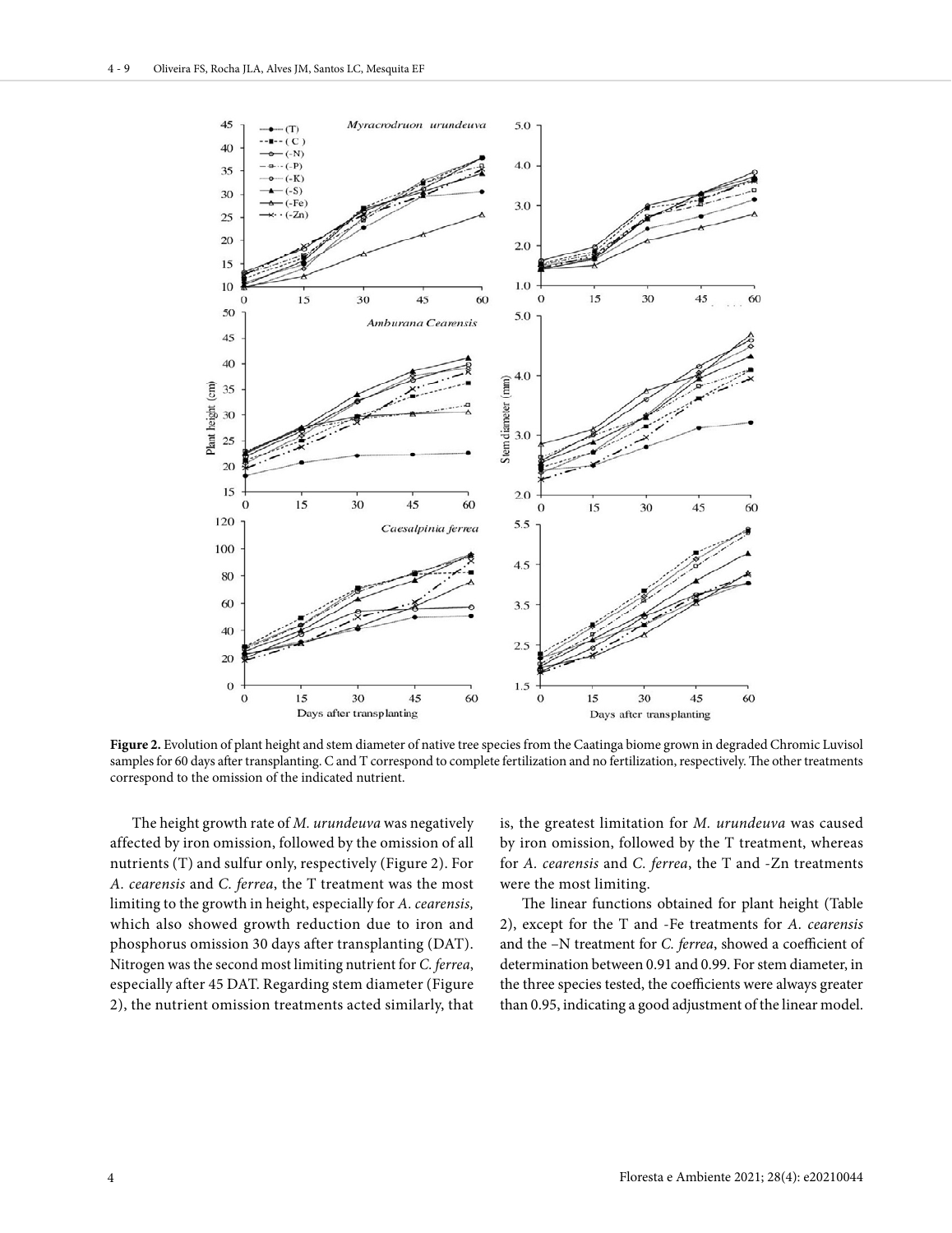**Figure 2.** Evolution of plant height and stem diameter of native tree species from the Caatinga biome grown in degraded Chromic Luvisol samples for 60 days after transplanting. C and T correspond to complete fertilization and no fertilization, respectively. The other treatments correspond to the omission of the indicated nutrient.

The height growth rate of *M. urundeuva* was negatively affected by iron omission, followed by the omission of all nutrients (T) and sulfur only, respectively (Figure 2). For *A. cearensis* and *C. ferrea*, the T treatment was the most limiting to the growth in height, especially for *A. cearensis,* which also showed growth reduction due to iron and phosphorus omission 30 days after transplanting (DAT). Nitrogen was the second most limiting nutrient for *C. ferrea*, especially after 45 DAT. Regarding stem diameter (Figure 2), the nutrient omission treatments acted similarly, that is, the greatest limitation for *M. urundeuva* was caused by iron omission, followed by the T treatment, whereas for *A. cearensis* and *C. ferrea*, the T and -Zn treatments were the most limiting.

The linear functions obtained for plant height (Table 2), except for the T and -Fe treatments for *A. cearensis* and the –N treatment for *C. ferrea*, showed a coefficient of determination between 0.91 and 0.99. For stem diameter, in the three species tested, the coefficients were always greater than 0.95, indicating a good adjustment of the linear model.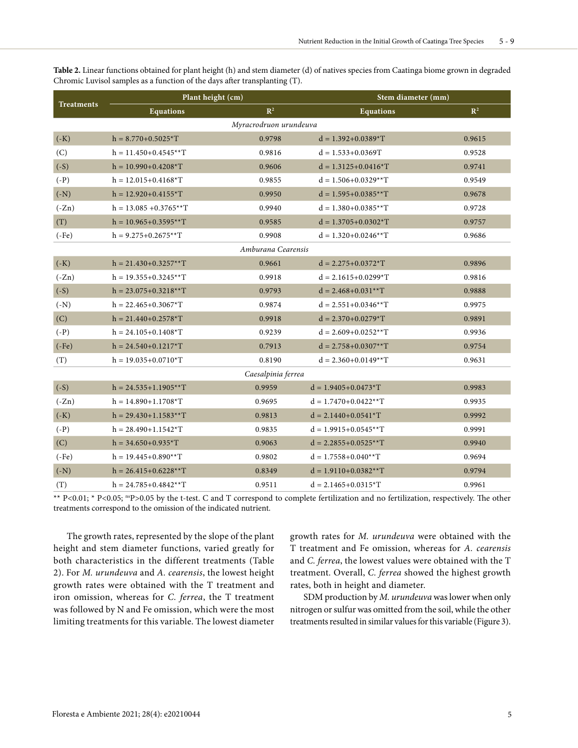**Table 2.** Linear functions obtained for plant height (h) and stem diameter (d) of natives species from Caatinga biome grown in degraded Chromic Luvisol samples as a function of the days after transplanting (T).

| Treatments | Plant height (cm) | | Stem diameter (mm) | |
|---|---|---|---|---|
| | Equations | $R^2$ | Equations | $R^2$ |
| *Myracrodruon urundeuva* | | | | |
| (-K) | h = 8.770+0.5025*T | 0.9798 | d = 1.392+0.0389*T | 0.9615 |
| (C) | h = 11.450+0.4545**T | 0.9816 | d = 1.533+0.0369T | 0.9528 |
| (-S) | h = 10.990+0.4208*T | 0.9606 | d = 1.3125+0.0416*T | 0.9741 |
| (-P) | h = 12.015+0.4168*T | 0.9855 | d = 1.506+0.0329**T | 0.9549 |
| (-N) | h = 12.920+0.4155*T | 0.9950 | d = 1.595+0.0385**T | 0.9678 |
| (-Zn) | h = 13.085 +0.3765**T | 0.9940 | d = 1.380+0.0385**T | 0.9728 |
| (T) | h = 10.965+0.3595**T | 0.9585 | d = 1.3705+0.0302*T | 0.9757 |
| (-Fe) | h = 9.275+0.2675**T | 0.9908 | d = 1.320+0.0246**T | 0.9686 |
| *Amburana Cearensis* | | | | |
| (-K) | h = 21.430+0.3257**T | 0.9661 | d = 2.275+0.0372*T | 0.9896 |
| (-Zn) | h = 19.355+0.3245**T | 0.9918 | d = 2.1615+0.0299*T | 0.9816 |
| (-S) | h = 23.075+0.3218**T | 0.9793 | d = 2.468+0.031**T | 0.9888 |
| (-N) | h = 22.465+0.3067*T | 0.9874 | d = 2.551+0.0346**T | 0.9975 |
| (C) | h = 21.440+0.2578*T | 0.9918 | d = 2.370+0.0279*T | 0.9891 |
| (-P) | h = 24.105+0.1408*T | 0.9239 | d = 2.609+0.0252**T | 0.9936 |
| (-Fe) | h = 24.540+0.1217*T | 0.7913 | d = 2.758+0.0307**T | 0.9754 |
| (T) | h = 19.035+0.0710*T | 0.8190 | d = 2.360+0.0149**T | 0.9631 |
| *Caesalpinia ferrea* | | | | |
| (-S) | h = 24.535+1.1905**T | 0.9959 | d = 1.9405+0.0473*T | 0.9983 |
| (-Zn) | h = 14.890+1.1708*T | 0.9695 | d = 1.7470+0.0422**T | 0.9935 |
| (-K) | h = 29.430+1.1583**T | 0.9813 | d = 2.1440+0.0541*T | 0.9992 |
| (-P) | h = 28.490+1.1542*T | 0.9835 | d = 1.9915+0.0545**T | 0.9991 |
| (C) | h = 34.650+0.935*T | 0.9063 | d = 2.2855+0.0525**T | 0.9940 |
| (-Fe) | h = 19.445+0.890**T | 0.9802 | d = 1.7558+0.040**T | 0.9694 |
| (-N) | h = 26.415+0.6228**T | 0.8349 | d = 1.9110+0.0382**T | 0.9794 |
| (T) | h = 24.785+0.4842**T | 0.9511 | d = 2.1465+0.0315*T | 0.9961 |

** $P<0.01$; * $P<0.05$; ns $P>0.05$ by the t-test. C and T correspond to complete fertilization and no fertilization, respectively. The other treatments correspond to the omission of the indicated nutrient.

The growth rates, represented by the slope of the plant height and stem diameter functions, varied greatly for both characteristics in the different treatments (Table 2). For *M. urundeuva* and *A. cearensis*, the lowest height growth rates were obtained with the T treatment and iron omission, whereas for *C. ferrea*, the T treatment was followed by N and Fe omission, which were the most limiting treatments for this variable. The lowest diameter growth rates for *M. urundeuva* were obtained with the T treatment and Fe omission, whereas for *A. cearensis* and *C. ferrea*, the lowest values were obtained with the T treatment. Overall, *C. ferrea* showed the highest growth rates, both in height and diameter.

SDM production by *M. urundeuva* was lower when only nitrogen or sulfur was omitted from the soil, while the other treatments resulted in similar values for this variable (Figure 3).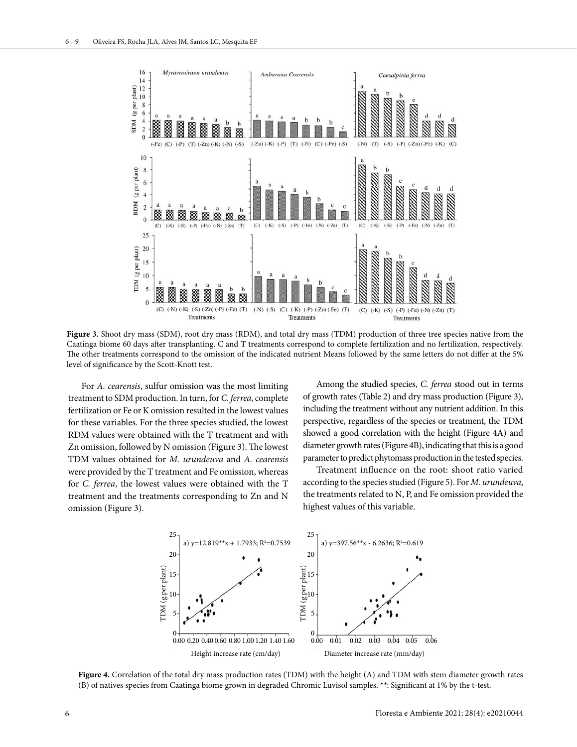**Figure 3.** Shoot dry mass (SDM), root dry mass (RDM), and total dry mass (TDM) production of three tree species native from the Caatinga biome 60 days after transplanting. C and T treatments correspond to complete fertilization and no fertilization, respectively. The other treatments correspond to the omission of the indicated nutrient Means followed by the same letters do not differ at the 5% level of significance by the Scott-Knott test.

For *A. cearensis*, sulfur omission was the most limiting treatment to SDM production. In turn, for *C. ferrea*, complete fertilization or Fe or K omission resulted in the lowest values for these variables. For the three species studied, the lowest RDM values were obtained with the T treatment and with Zn omission, followed by N omission (Figure 3). The lowest TDM values obtained for *M. urundeuva* and *A. cearensis* were provided by the T treatment and Fe omission, whereas for *C. ferrea*, the lowest values were obtained with the T treatment and the treatments corresponding to Zn and N omission (Figure 3).

Among the studied species, *C. ferrea* stood out in terms of growth rates (Table 2) and dry mass production (Figure 3), including the treatment without any nutrient addition. In this perspective, regardless of the species or treatment, the TDM showed a good correlation with the height (Figure 4A) and diameter growth rates (Figure 4B), indicating that this is a good parameter to predict phytomass production in the tested species.

Treatment influence on the root: shoot ratio varied according to the species studied (Figure 5). For *M. urundeuva*, the treatments related to N, P, and Fe omission provided the highest values of this variable.

**Figure 4.** Correlation of the total dry mass production rates (TDM) with the height (A) and TDM with stem diameter growth rates (B) of natives species from Caatinga biome grown in degraded Chromic Luvisol samples. \*\*: Significant at 1% by the t-test.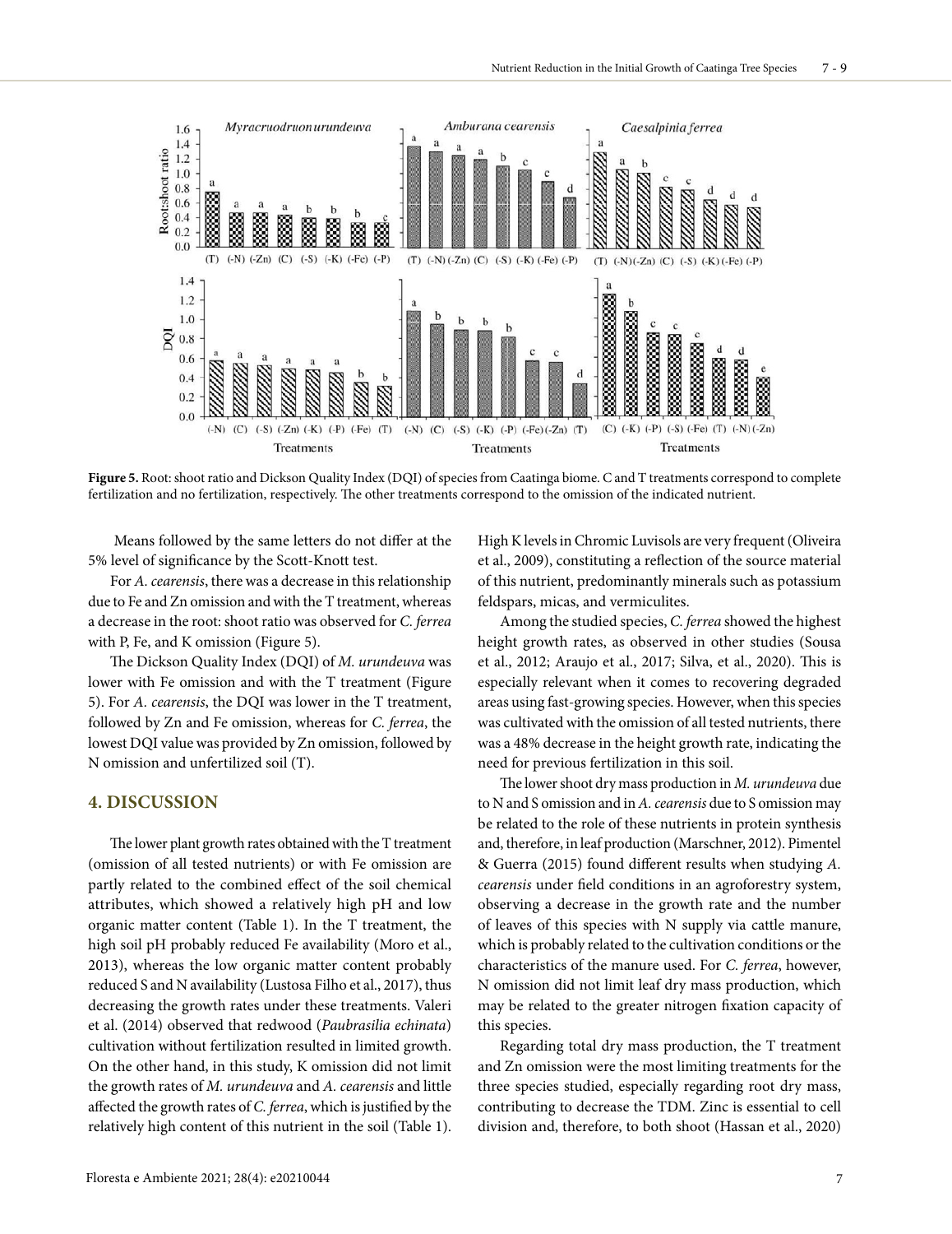**Figure 5.** Root: shoot ratio and Dickson Quality Index (DQI) of species from Caatinga biome. C and T treatments correspond to complete fertilization and no fertilization, respectively. The other treatments correspond to the omission of the indicated nutrient.

Means followed by the same letters do not differ at the 5% level of significance by the Scott-Knott test.

For *A. cearensis*, there was a decrease in this relationship due to Fe and Zn omission and with the T treatment, whereas a decrease in the root: shoot ratio was observed for *C. ferrea* with P, Fe, and K omission (Figure 5).

The Dickson Quality Index (DQI) of *M. urundeuva* was lower with Fe omission and with the T treatment (Figure 5). For *A. cearensis*, the DQI was lower in the T treatment, followed by Zn and Fe omission, whereas for *C. ferrea*, the lowest DQI value was provided by Zn omission, followed by N omission and unfertilized soil (T).

## 4. DISCUSSION

The lower plant growth rates obtained with the T treatment (omission of all tested nutrients) or with Fe omission are partly related to the combined effect of the soil chemical attributes, which showed a relatively high pH and low organic matter content (Table 1). In the T treatment, the high soil pH probably reduced Fe availability (Moro et al., 2013), whereas the low organic matter content probably reduced S and N availability (Lustosa Filho et al., 2017), thus decreasing the growth rates under these treatments. Valeri et al. (2014) observed that redwood (*Paubrasilia echinata*) cultivation without fertilization resulted in limited growth. On the other hand, in this study, K omission did not limit the growth rates of *M. urundeuva* and *A. cearensis* and little affected the growth rates of *C. ferrea*, which is justified by the relatively high content of this nutrient in the soil (Table 1). High K levels in Chromic Luvisols are very frequent (Oliveira et al., 2009), constituting a reflection of the source material of this nutrient, predominantly minerals such as potassium feldspars, micas, and vermiculites.

Among the studied species, *C. ferrea* showed the highest height growth rates, as observed in other studies (Sousa et al., 2012; Araujo et al., 2017; Silva, et al., 2020). This is especially relevant when it comes to recovering degraded areas using fast-growing species. However, when this species was cultivated with the omission of all tested nutrients, there was a 48% decrease in the height growth rate, indicating the need for previous fertilization in this soil.

The lower shoot dry mass production in *M. urundeuva* due to N and S omission and in *A. cearensis* due to S omission may be related to the role of these nutrients in protein synthesis and, therefore, in leaf production (Marschner, 2012). Pimentel & Guerra (2015) found different results when studying *A. cearensis* under field conditions in an agroforestry system, observing a decrease in the growth rate and the number of leaves of this species with N supply via cattle manure, which is probably related to the cultivation conditions or the characteristics of the manure used. For *C. ferrea*, however, N omission did not limit leaf dry mass production, which may be related to the greater nitrogen fixation capacity of this species.

Regarding total dry mass production, the T treatment and Zn omission were the most limiting treatments for the three species studied, especially regarding root dry mass, contributing to decrease the TDM. Zinc is essential to cell division and, therefore, to both shoot (Hassan et al., 2020)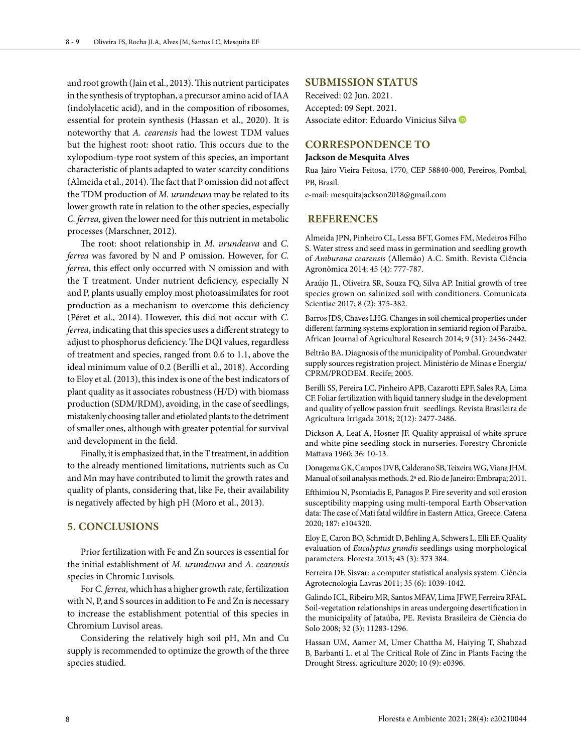and root growth (Jain et al., 2013). This nutrient participates in the synthesis of tryptophan, a precursor amino acid of IAA (indolylacetic acid), and in the composition of ribosomes, essential for protein synthesis (Hassan et al., 2020). It is noteworthy that *A. cearensis* had the lowest TDM values but the highest root: shoot ratio. This occurs due to the xylopodium-type root system of this species, an important characteristic of plants adapted to water scarcity conditions (Almeida et al., 2014). The fact that P omission did not affect the TDM production of *M. urundeuva* may be related to its lower growth rate in relation to the other species, especially *C. ferrea,* given the lower need for this nutrient in metabolic processes (Marschner, 2012).

The root: shoot relationship in *M. urundeuva* and *C. ferrea* was favored by N and P omission. However, for *C. ferrea*, this effect only occurred with N omission and with the T treatment. Under nutrient deficiency, especially N and P, plants usually employ most photoassimilates for root production as a mechanism to overcome this deficiency (Péret et al., 2014). However, this did not occur with *C. ferrea*, indicating that this species uses a different strategy to adjust to phosphorus deficiency. The DQI values, regardless of treatment and species, ranged from 0.6 to 1.1, above the ideal minimum value of 0.2 (Berilli et al., 2018). According to Eloy et al. (2013), this index is one of the best indicators of plant quality as it associates robustness (H/D) with biomass production (SDM/RDM), avoiding, in the case of seedlings, mistakenly choosing taller and etiolated plants to the detriment of smaller ones, although with greater potential for survival and development in the field.

Finally, it is emphasized that, in the T treatment, in addition to the already mentioned limitations, nutrients such as Cu and Mn may have contributed to limit the growth rates and quality of plants, considering that, like Fe, their availability is negatively affected by high pH (Moro et al., 2013).

## 5. CONCLUSIONS

Prior fertilization with Fe and Zn sources is essential for the initial establishment of *M. urundeuva* and *A. cearensis* species in Chromic Luvisols.

For *C. ferrea*, which has a higher growth rate, fertilization with N, P, and S sources in addition to Fe and Zn is necessary to increase the establishment potential of this species in Chromium Luvisol areas.

Considering the relatively high soil pH, Mn and Cu supply is recommended to optimize the growth of the three species studied.

## SUBMISSION STATUS

Received: 02 Jun. 2021.
Accepted: 09 Sept. 2021.
Associate editor: Eduardo Vinicius Silva

## CORRESPONDENCE TO

**Jackson de Mesquita Alves**

Rua Jairo Vieira Feitosa, 1770, CEP 58840-000, Pereiros, Pombal, PB, Brasil.

e-mail: mesquitajackson2018@gmail.com

## REFERENCES

Almeida JPN, Pinheiro CL, Lessa BFT, Gomes FM, Medeiros Filho S. Water stress and seed mass in germination and seedling growth of *Amburana cearensis* (Allemão) A.C. Smith. Revista Ciência Agronômica 2014; 45 (4): 777-787.

Araújo JL, Oliveira SR, Souza FQ, Silva AP. Initial growth of tree species grown on salinized soil with conditioners. Comunicata Scientiae 2017; 8 (2): 375-382.

Barros JDS, Chaves LHG. Changes in soil chemical properties under different farming systems exploration in semiarid region of Paraiba. African Journal of Agricultural Research 2014; 9 (31): 2436-2442.

Beltrão BA. Diagnosis of the municipality of Pombal. Groundwater supply sources registration project. Ministério de Minas e Energia/ CPRM/PRODEM. Recife; 2005.

Berilli SS, Pereira LC, Pinheiro APB, Cazarotti EPF, Sales RA, Lima CF. Foliar fertilization with liquid tannery sludge in the development and quality of yellow passion fruit seedlings. Revista Brasileira de Agricultura Irrigada 2018; 2(12): 2477-2486.

Dickson A, Leaf A, Hosner JF. Quality appraisal of white spruce and white pine seedling stock in nurseries. Forestry Chronicle Mattava 1960; 36: 10-13.

Donagema GK, Campos DVB, Calderano SB, Teixeira WG, Viana JHM. Manual of soil analysis methods. 2ª ed. Rio de Janeiro: Embrapa; 2011.

Efthimiou N, Psomiadis E, Panagos P. Fire severity and soil erosion susceptibility mapping using multi-temporal Earth Observation data: The case of Mati fatal wildfire in Eastern Attica, Greece. Catena 2020; 187: e104320.

Eloy E, Caron BO, Schmidt D, Behling A, Schwers L, Elli EF. Quality evaluation of *Eucalyptus grandis* seedlings using morphological parameters. Floresta 2013; 43 (3): 373 384.

Ferreira DF. Sisvar: a computer statistical analysis system. Ciência Agrotecnologia Lavras 2011; 35 (6): 1039-1042.

Galindo ICL, Ribeiro MR, Santos MFAV, Lima JFWF, Ferreira RFAL. Soil-vegetation relationships in areas undergoing desertification in the municipality of Jataúba, PE. Revista Brasileira de Ciência do Solo 2008; 32 (3): 11283-1296.

Hassan UM, Aamer M, Umer Chattha M, Haiying T, Shahzad B, Barbanti L. et al The Critical Role of Zinc in Plants Facing the Drought Stress. agriculture 2020; 10 (9): e0396.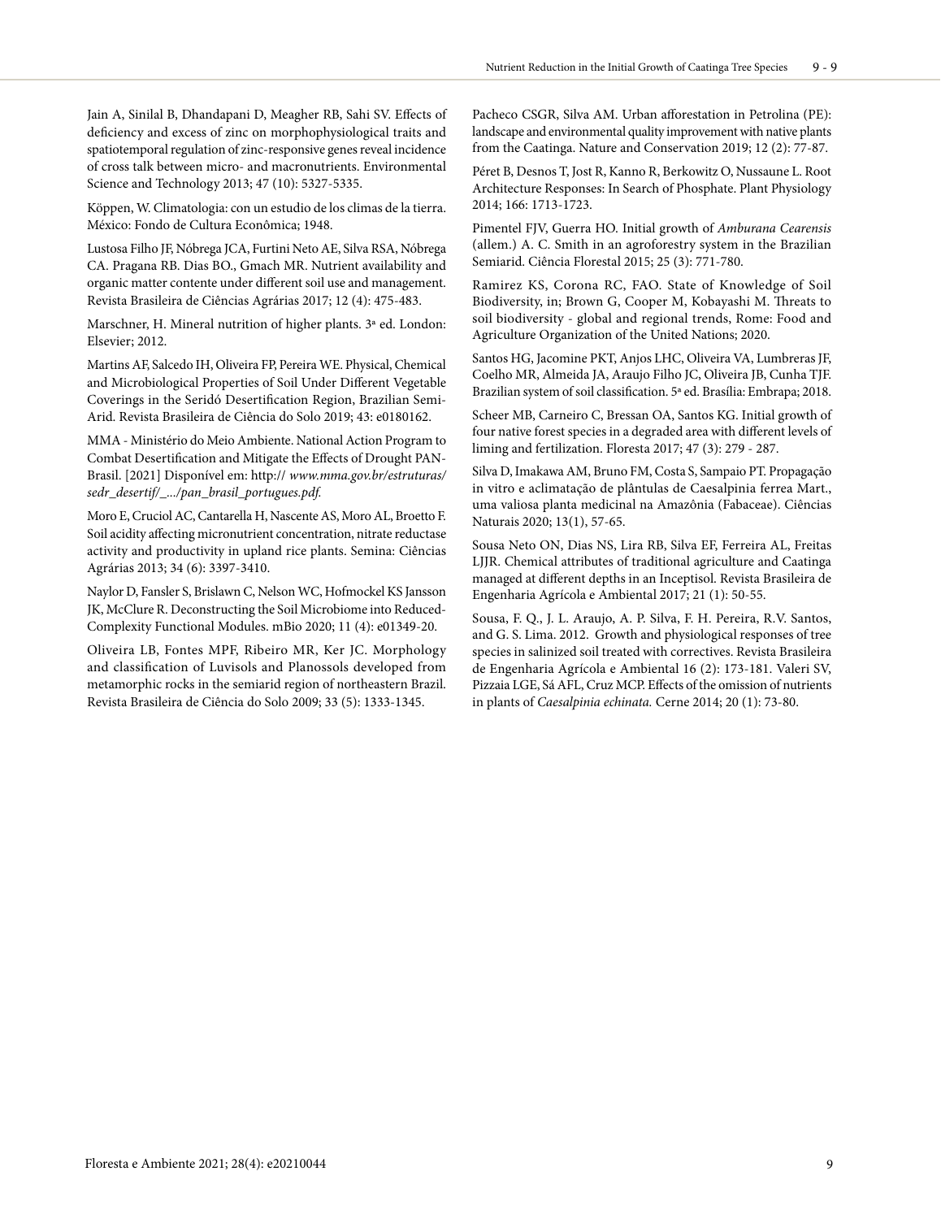Jain A, Sinilal B, Dhandapani D, Meagher RB, Sahi SV. Effects of deficiency and excess of zinc on morphophysiological traits and spatiotemporal regulation of zinc-responsive genes reveal incidence of cross talk between micro- and macronutrients. Environmental Science and Technology 2013; 47 (10): 5327-5335.

Köppen, W. Climatologia: con un estudio de los climas de la tierra. México: Fondo de Cultura Econômica; 1948.

Lustosa Filho JF, Nóbrega JCA, Furtini Neto AE, Silva RSA, Nóbrega CA. Pragana RB. Dias BO., Gmach MR. Nutrient availability and organic matter contente under different soil use and management. Revista Brasileira de Ciências Agrárias 2017; 12 (4): 475-483.

Marschner, H. Mineral nutrition of higher plants. 3ª ed. London: Elsevier; 2012.

Martins AF, Salcedo IH, Oliveira FP, Pereira WE. Physical, Chemical and Microbiological Properties of Soil Under Different Vegetable Coverings in the Seridó Desertification Region, Brazilian Semi-Arid. Revista Brasileira de Ciência do Solo 2019; 43: e0180162.

MMA - Ministério do Meio Ambiente. National Action Program to Combat Desertification and Mitigate the Effects of Drought PAN-Brasil. [2021] Disponível em: http:// *www.mma.gov.br/estruturas/sedr_desertif/_.../pan_brasil_portugues.pdf.*

Moro E, Cruciol AC, Cantarella H, Nascente AS, Moro AL, Broetto F. Soil acidity affecting micronutrient concentration, nitrate reductase activity and productivity in upland rice plants. Semina: Ciências Agrárias 2013; 34 (6): 3397-3410.

Naylor D, Fansler S, Brislawn C, Nelson WC, Hofmockel KS Jansson JK, McClure R. Deconstructing the Soil Microbiome into Reduced-Complexity Functional Modules. mBio 2020; 11 (4): e01349-20.

Oliveira LB, Fontes MPF, Ribeiro MR, Ker JC. Morphology and classification of Luvisols and Planossols developed from metamorphic rocks in the semiarid region of northeastern Brazil. Revista Brasileira de Ciência do Solo 2009; 33 (5): 1333-1345.

Pacheco CSGR, Silva AM. Urban afforestation in Petrolina (PE): landscape and environmental quality improvement with native plants from the Caatinga. Nature and Conservation 2019; 12 (2): 77-87.

Péret B, Desnos T, Jost R, Kanno R, Berkowitz O, Nussaune L. Root Architecture Responses: In Search of Phosphate. Plant Physiology 2014; 166: 1713-1723.

Pimentel FJV, Guerra HO. Initial growth of *Amburana Cearensis* (allem.) A. C. Smith in an agroforestry system in the Brazilian Semiarid. Ciência Florestal 2015; 25 (3): 771-780.

Ramirez KS, Corona RC, FAO. State of Knowledge of Soil Biodiversity, in; Brown G, Cooper M, Kobayashi M. Threats to soil biodiversity - global and regional trends, Rome: Food and Agriculture Organization of the United Nations; 2020.

Santos HG, Jacomine PKT, Anjos LHC, Oliveira VA, Lumbreras JF, Coelho MR, Almeida JA, Araujo Filho JC, Oliveira JB, Cunha TJF. Brazilian system of soil classification. 5ª ed. Brasília: Embrapa; 2018.

Scheer MB, Carneiro C, Bressan OA, Santos KG. Initial growth of four native forest species in a degraded area with different levels of liming and fertilization. Floresta 2017; 47 (3): 279 - 287.

Silva D, Imakawa AM, Bruno FM, Costa S, Sampaio PT. Propagação in vitro e aclimatação de plântulas de Caesalpinia ferrea Mart., uma valiosa planta medicinal na Amazônia (Fabaceae). Ciências Naturais 2020; 13(1), 57-65.

Sousa Neto ON, Dias NS, Lira RB, Silva EF, Ferreira AL, Freitas LJJR. Chemical attributes of traditional agriculture and Caatinga managed at different depths in an Inceptisol. Revista Brasileira de Engenharia Agrícola e Ambiental 2017; 21 (1): 50-55.

Sousa, F. Q., J. L. Araujo, A. P. Silva, F. H. Pereira, R.V. Santos, and G. S. Lima. 2012. Growth and physiological responses of tree species in salinized soil treated with correctives. Revista Brasileira de Engenharia Agrícola e Ambiental 16 (2): 173-181. Valeri SV, Pizzaia LGE, Sá AFL, Cruz MCP. Effects of the omission of nutrients in plants of *Caesalpinia echinata.* Cerne 2014; 20 (1): 73-80.